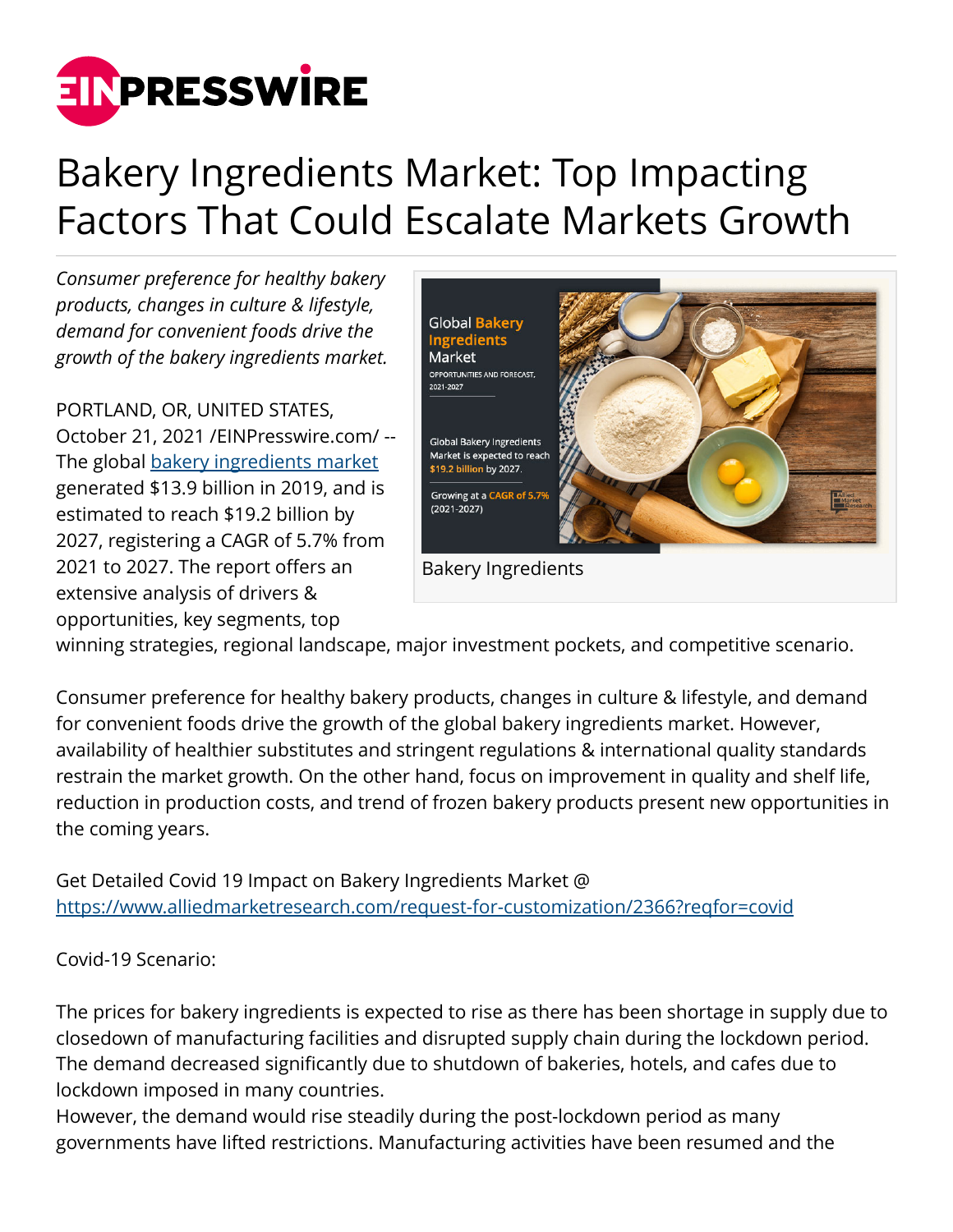# Bakery Ingredients Market: Top Impacting Factors That Could Escalate Markets Growth

*Consumer preference for healthy bakery products, changes in culture & lifestyle, demand for convenient foods drive the growth of the bakery ingredients market.*

Bakery Ingredients

PORTLAND, OR, UNITED STATES, October 21, 2021 /EINPresswire.com/ -- The global [bakery ingredients market](https://www.alliedmarketresearch.com) generated $13.9 billion in 2019, and is estimated to reach $19.2 billion by 2027, registering a CAGR of 5.7% from 2021 to 2027. The report offers an extensive analysis of drivers & opportunities, key segments, top winning strategies, regional landscape, major investment pockets, and competitive scenario.

Consumer preference for healthy bakery products, changes in culture & lifestyle, and demand for convenient foods drive the growth of the global bakery ingredients market. However, availability of healthier substitutes and stringent regulations & international quality standards restrain the market growth. On the other hand, focus on improvement in quality and shelf life, reduction in production costs, and trend of frozen bakery products present new opportunities in the coming years.

Get Detailed Covid 19 Impact on Bakery Ingredients Market @ https://www.alliedmarketresearch.com/request-for-customization/2366?reqfor=covid

Covid-19 Scenario:

The prices for bakery ingredients is expected to rise as there has been shortage in supply due to closedown of manufacturing facilities and disrupted supply chain during the lockdown period. The demand decreased significantly due to shutdown of bakeries, hotels, and cafes due to lockdown imposed in many countries.

However, the demand would rise steadily during the post-lockdown period as many governments have lifted restrictions. Manufacturing activities have been resumed and the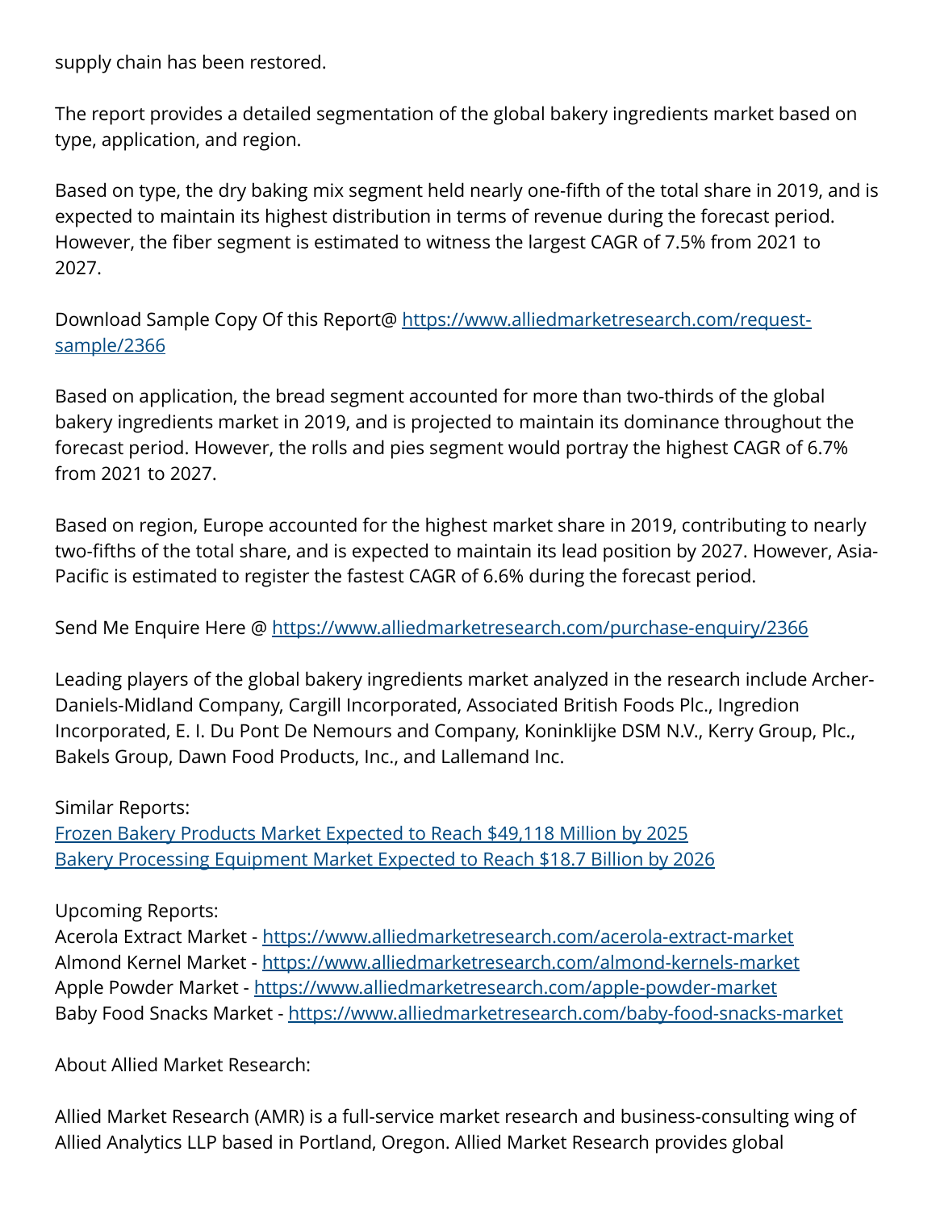supply chain has been restored.

The report provides a detailed segmentation of the global bakery ingredients market based on type, application, and region.

Based on type, the dry baking mix segment held nearly one-fifth of the total share in 2019, and is expected to maintain its highest distribution in terms of revenue during the forecast period. However, the fiber segment is estimated to witness the largest CAGR of 7.5% from 2021 to 2027.

Download Sample Copy Of this Report@ [https://www.alliedmarketresearch.com/request-sample/2366](https://www.alliedmarketresearch.com/request-sample/2366)

Based on application, the bread segment accounted for more than two-thirds of the global bakery ingredients market in 2019, and is projected to maintain its dominance throughout the forecast period. However, the rolls and pies segment would portray the highest CAGR of 6.7% from 2021 to 2027.

Based on region, Europe accounted for the highest market share in 2019, contributing to nearly two-fifths of the total share, and is expected to maintain its lead position by 2027. However, Asia-Pacific is estimated to register the fastest CAGR of 6.6% during the forecast period.

Send Me Enquire Here @ [https://www.alliedmarketresearch.com/purchase-enquiry/2366](https://www.alliedmarketresearch.com/purchase-enquiry/2366)

Leading players of the global bakery ingredients market analyzed in the research include Archer-Daniels-Midland Company, Cargill Incorporated, Associated British Foods Plc., Ingredion Incorporated, E. I. Du Pont De Nemours and Company, Koninklijke DSM N.V., Kerry Group, Plc., Bakels Group, Dawn Food Products, Inc., and Lallemand Inc.

Similar Reports:
[Frozen Bakery Products Market Expected to Reach $49,118 Million by 2025]()
[Bakery Processing Equipment Market Expected to Reach $18.7 Billion by 2026]()

Upcoming Reports:
Acerola Extract Market - [https://www.alliedmarketresearch.com/acerola-extract-market](https://www.alliedmarketresearch.com/acerola-extract-market)
Almond Kernel Market - [https://www.alliedmarketresearch.com/almond-kernels-market](https://www.alliedmarketresearch.com/almond-kernels-market)
Apple Powder Market - [https://www.alliedmarketresearch.com/apple-powder-market](https://www.alliedmarketresearch.com/apple-powder-market)
Baby Food Snacks Market - [https://www.alliedmarketresearch.com/baby-food-snacks-market](https://www.alliedmarketresearch.com/baby-food-snacks-market)

About Allied Market Research:

Allied Market Research (AMR) is a full-service market research and business-consulting wing of Allied Analytics LLP based in Portland, Oregon. Allied Market Research provides global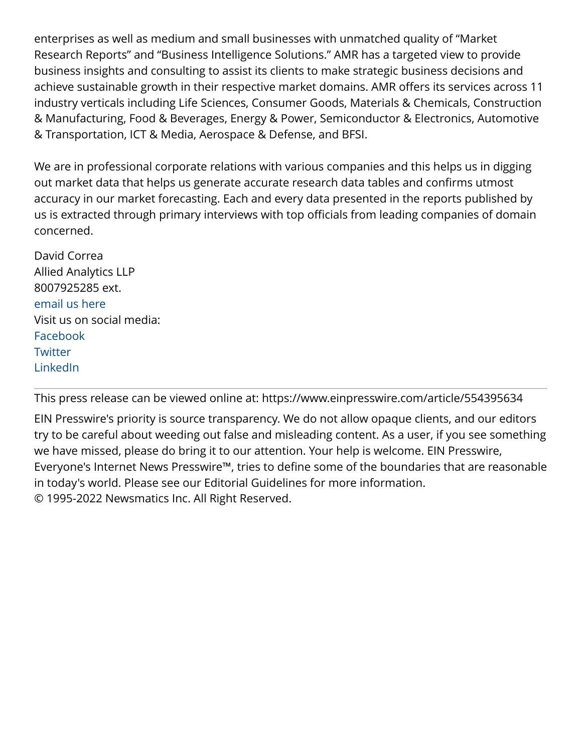enterprises as well as medium and small businesses with unmatched quality of "Market Research Reports" and "Business Intelligence Solutions." AMR has a targeted view to provide business insights and consulting to assist its clients to make strategic business decisions and achieve sustainable growth in their respective market domains. AMR offers its services across 11 industry verticals including Life Sciences, Consumer Goods, Materials & Chemicals, Construction & Manufacturing, Food & Beverages, Energy & Power, Semiconductor & Electronics, Automotive & Transportation, ICT & Media, Aerospace & Defense, and BFSI.

We are in professional corporate relations with various companies and this helps us in digging out market data that helps us generate accurate research data tables and confirms utmost accuracy in our market forecasting. Each and every data presented in the reports published by us is extracted through primary interviews with top officials from leading companies of domain concerned.

David Correa
Allied Analytics LLP
8007925285 ext.
email us here
Visit us on social media:
Facebook
Twitter
LinkedIn

---

This press release can be viewed online at: https://www.einpresswire.com/article/554395634

EIN Presswire's priority is source transparency. We do not allow opaque clients, and our editors try to be careful about weeding out false and misleading content. As a user, if you see something we have missed, please do bring it to our attention. Your help is welcome. EIN Presswire, Everyone's Internet News Presswire™, tries to define some of the boundaries that are reasonable in today's world. Please see our Editorial Guidelines for more information.
© 1995-2022 Newsmatics Inc. All Right Reserved.